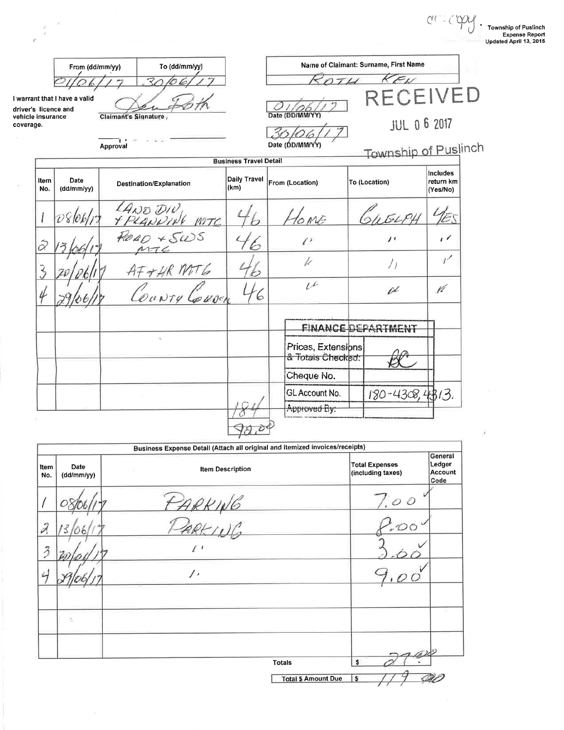cc copy

**Township of Puslinch**
**Expense Report**
**Updated April 13, 2015**

| From (dd/mm/yy) | To (dd/mm/yy) |
|---|---|
| 01/06/17 | 30/06/17 |

I warrant that I have a valid driver's licence and vehicle insurance coverage.

Claimant's Signature: Ken Roth

Approval: 

Name of Claimant: Surname, First Name: ROTH KEN

Date (DD/MM/YY): 01/06/17

Date (DD/MM/YY): 30/06/17

RECEIVED
JUL 06 2017
Township of Puslinch

**Business Travel Detail**

| Item No. | Date (dd/mm/yy) | Destination/Explanation | Daily Travel (km) | From (Location) | To (Location) | Includes return km (Yes/No) |
|---|---|---|---|---|---|---|
| 1 | 08/06/17 | LAND DIV + PLANNING MTG | 46 | HOME | GUELPH | YES |
| 2 | 13/06/17 | ROAD + SWS MTG | 46 | " | " | " |
| 3 | 20/06/17 | AF + HR MTG | 46 | " | " | " |
| 4 | 29/06/17 | COUNTY COUNCIL | 46 | " | " | " |
| | | | | | | |
| | | | | | | |
| | | | | | | |
| | | | 184 | | | |
| | | | 92.00 | | | |

**FINANCE DEPARTMENT**

| | |
|---|---|
| Prices, Extensions & Totals Checked: | BC |
| Cheque No. | |
| GL Account No. | 180-4308, 4313. |
| Approved By: | |

**Business Expense Detail (Attach all original and itemized invoices/receipts)**

| Item No. | Date (dd/mm/yy) | Item Description | Total Expenses (including taxes) | General Ledger Account Code |
|---|---|---|---|---|
| 1 | 08/06/17 | PARKING | 7.00 | |
| 2 | 13/06/17 | PARKING | 8.00 | |
| 3 | 20/06/17 | " | 3.00 | |
| 4 | 29/06/17 | " | 9.00 | |
| | | | | |
| | | | | |
| | | | | |
| | | Totals | $ 27.00 | |
| | | Total $ Amount Due | $ 119.00 | |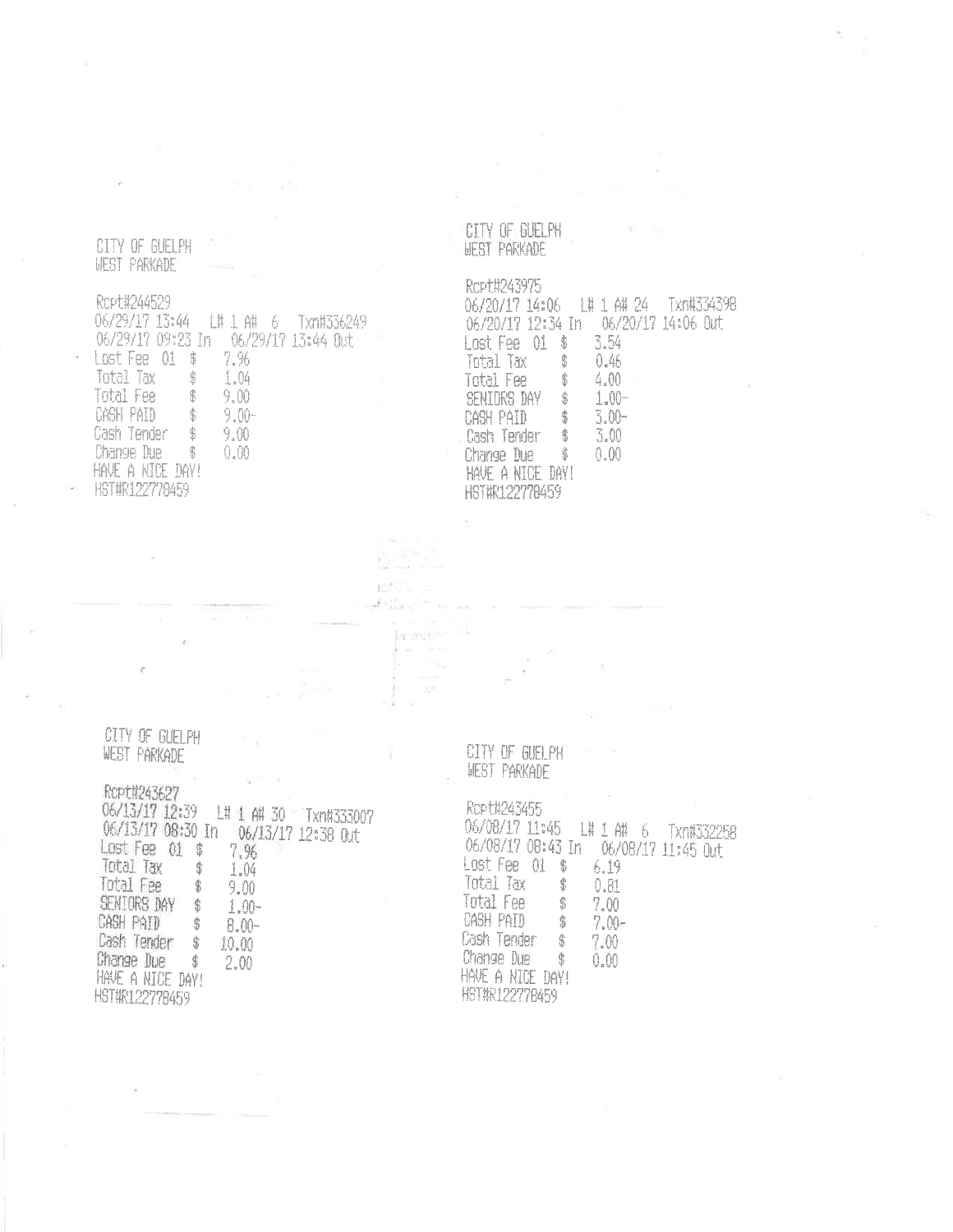CITY OF GUELPH
WEST PARKADE

Rcpt#244529
06/29/17 13:44 L# 1 A# 6 Txn#336249
06/29/17 09:23 In 06/29/17 13:44 Out

| | | |
|---|---|---|
| Lost Fee 01 | $ | 7.96 |
| Total Tax | $ | 1.04 |
| Total Fee | $ | 9.00 |
| CASH PAID | $ | 9.00- |
| Cash Tender | $ | 9.00 |
| Change Due | $ | 0.00 |

HAVE A NICE DAY!
HST#R122778459

CITY OF GUELPH
WEST PARKADE

Rcpt#243975
06/20/17 14:06 L# 1 A# 24 Txn#334398
06/20/17 12:34 In 06/20/17 14:06 Out

| | | |
|---|---|---|
| Lost Fee 01 | $ | 3.54 |
| Total Tax | $ | 0.46 |
| Total Fee | $ | 4.00 |
| SENIORS DAY | $ | 1.00- |
| CASH PAID | $ | 3.00- |
| Cash Tender | $ | 3.00 |
| Change Due | $ | 0.00 |

HAVE A NICE DAY!
HST#R122778459

CITY OF GUELPH
WEST PARKADE

Rcpt#243627
06/13/17 12:39 L# 1 A# 30 Txn#333007
06/13/17 08:30 In 06/13/17 12:38 Out

| | | |
|---|---|---|
| Lost Fee 01 | $ | 7.96 |
| Total Tax | $ | 1.04 |
| Total Fee | $ | 9.00 |
| SENIORS DAY | $ | 1.00- |
| CASH PAID | $ | 8.00- |
| Cash Tender | $ | 10.00 |
| Change Due | $ | 2.00 |

HAVE A NICE DAY!
HST#R122778459

CITY OF GUELPH
WEST PARKADE

Rcpt#243455
06/08/17 11:45 L# 1 A# 6 Txn#332258
06/08/17 08:43 In 06/08/17 11:45 Out

| | | |
|---|---|---|
| Lost Fee 01 | $ | 6.19 |
| Total Tax | $ | 0.81 |
| Total Fee | $ | 7.00 |
| CASH PAID | $ | 7.00- |
| Cash Tender | $ | 7.00 |
| Change Due | $ | 0.00 |

HAVE A NICE DAY!
HST#R122778459